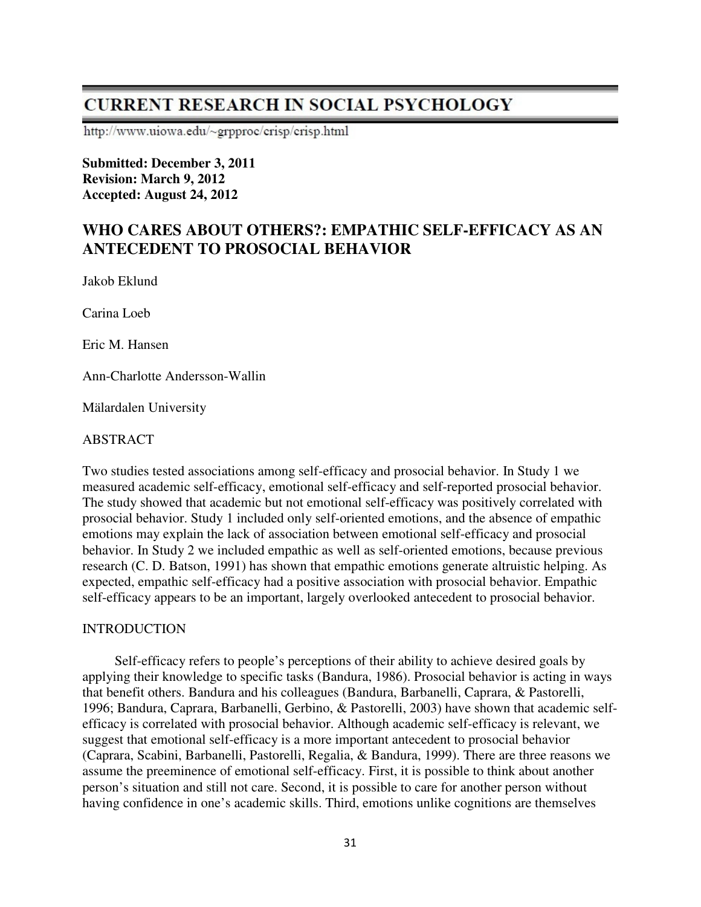# CURRENT RESEARCH IN SOCIAL PSYCHOLOGY

http://www.uiowa.edu/~grpproc/crisp/crisp.html

**Submitted: December 3, 2011**
**Revision: March 9, 2012**
**Accepted: August 24, 2012**

## WHO CARES ABOUT OTHERS?: EMPATHIC SELF-EFFICACY AS AN ANTECEDENT TO PROSOCIAL BEHAVIOR

Jakob Eklund

Carina Loeb

Eric M. Hansen

Ann-Charlotte Andersson-Wallin

Mälardalen University

ABSTRACT

Two studies tested associations among self-efficacy and prosocial behavior. In Study 1 we measured academic self-efficacy, emotional self-efficacy and self-reported prosocial behavior. The study showed that academic but not emotional self-efficacy was positively correlated with prosocial behavior. Study 1 included only self-oriented emotions, and the absence of empathic emotions may explain the lack of association between emotional self-efficacy and prosocial behavior. In Study 2 we included empathic as well as self-oriented emotions, because previous research (C. D. Batson, 1991) has shown that empathic emotions generate altruistic helping. As expected, empathic self-efficacy had a positive association with prosocial behavior. Empathic self-efficacy appears to be an important, largely overlooked antecedent to prosocial behavior.

INTRODUCTION

Self-efficacy refers to people's perceptions of their ability to achieve desired goals by applying their knowledge to specific tasks (Bandura, 1986). Prosocial behavior is acting in ways that benefit others. Bandura and his colleagues (Bandura, Barbanelli, Caprara, & Pastorelli, 1996; Bandura, Caprara, Barbanelli, Gerbino, & Pastorelli, 2003) have shown that academic self-efficacy is correlated with prosocial behavior. Although academic self-efficacy is relevant, we suggest that emotional self-efficacy is a more important antecedent to prosocial behavior (Caprara, Scabini, Barbanelli, Pastorelli, Regalia, & Bandura, 1999). There are three reasons we assume the preeminence of emotional self-efficacy. First, it is possible to think about another person's situation and still not care. Second, it is possible to care for another person without having confidence in one's academic skills. Third, emotions unlike cognitions are themselves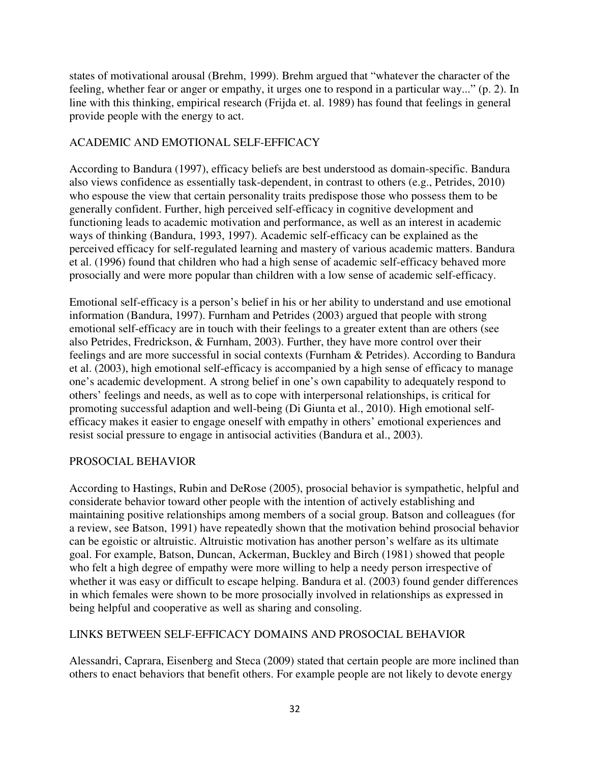states of motivational arousal (Brehm, 1999). Brehm argued that "whatever the character of the feeling, whether fear or anger or empathy, it urges one to respond in a particular way..." (p. 2). In line with this thinking, empirical research (Frijda et. al. 1989) has found that feelings in general provide people with the energy to act.

## ACADEMIC AND EMOTIONAL SELF-EFFICACY

According to Bandura (1997), efficacy beliefs are best understood as domain-specific. Bandura also views confidence as essentially task-dependent, in contrast to others (e.g., Petrides, 2010) who espouse the view that certain personality traits predispose those who possess them to be generally confident. Further, high perceived self-efficacy in cognitive development and functioning leads to academic motivation and performance, as well as an interest in academic ways of thinking (Bandura, 1993, 1997). Academic self-efficacy can be explained as the perceived efficacy for self-regulated learning and mastery of various academic matters. Bandura et al. (1996) found that children who had a high sense of academic self-efficacy behaved more prosocially and were more popular than children with a low sense of academic self-efficacy.

Emotional self-efficacy is a person's belief in his or her ability to understand and use emotional information (Bandura, 1997). Furnham and Petrides (2003) argued that people with strong emotional self-efficacy are in touch with their feelings to a greater extent than are others (see also Petrides, Fredrickson, & Furnham, 2003). Further, they have more control over their feelings and are more successful in social contexts (Furnham & Petrides). According to Bandura et al. (2003), high emotional self-efficacy is accompanied by a high sense of efficacy to manage one's academic development. A strong belief in one's own capability to adequately respond to others' feelings and needs, as well as to cope with interpersonal relationships, is critical for promoting successful adaption and well-being (Di Giunta et al., 2010). High emotional self-efficacy makes it easier to engage oneself with empathy in others' emotional experiences and resist social pressure to engage in antisocial activities (Bandura et al., 2003).

## PROSOCIAL BEHAVIOR

According to Hastings, Rubin and DeRose (2005), prosocial behavior is sympathetic, helpful and considerate behavior toward other people with the intention of actively establishing and maintaining positive relationships among members of a social group. Batson and colleagues (for a review, see Batson, 1991) have repeatedly shown that the motivation behind prosocial behavior can be egoistic or altruistic. Altruistic motivation has another person's welfare as its ultimate goal. For example, Batson, Duncan, Ackerman, Buckley and Birch (1981) showed that people who felt a high degree of empathy were more willing to help a needy person irrespective of whether it was easy or difficult to escape helping. Bandura et al. (2003) found gender differences in which females were shown to be more prosocially involved in relationships as expressed in being helpful and cooperative as well as sharing and consoling.

## LINKS BETWEEN SELF-EFFICACY DOMAINS AND PROSOCIAL BEHAVIOR

Alessandri, Caprara, Eisenberg and Steca (2009) stated that certain people are more inclined than others to enact behaviors that benefit others. For example people are not likely to devote energy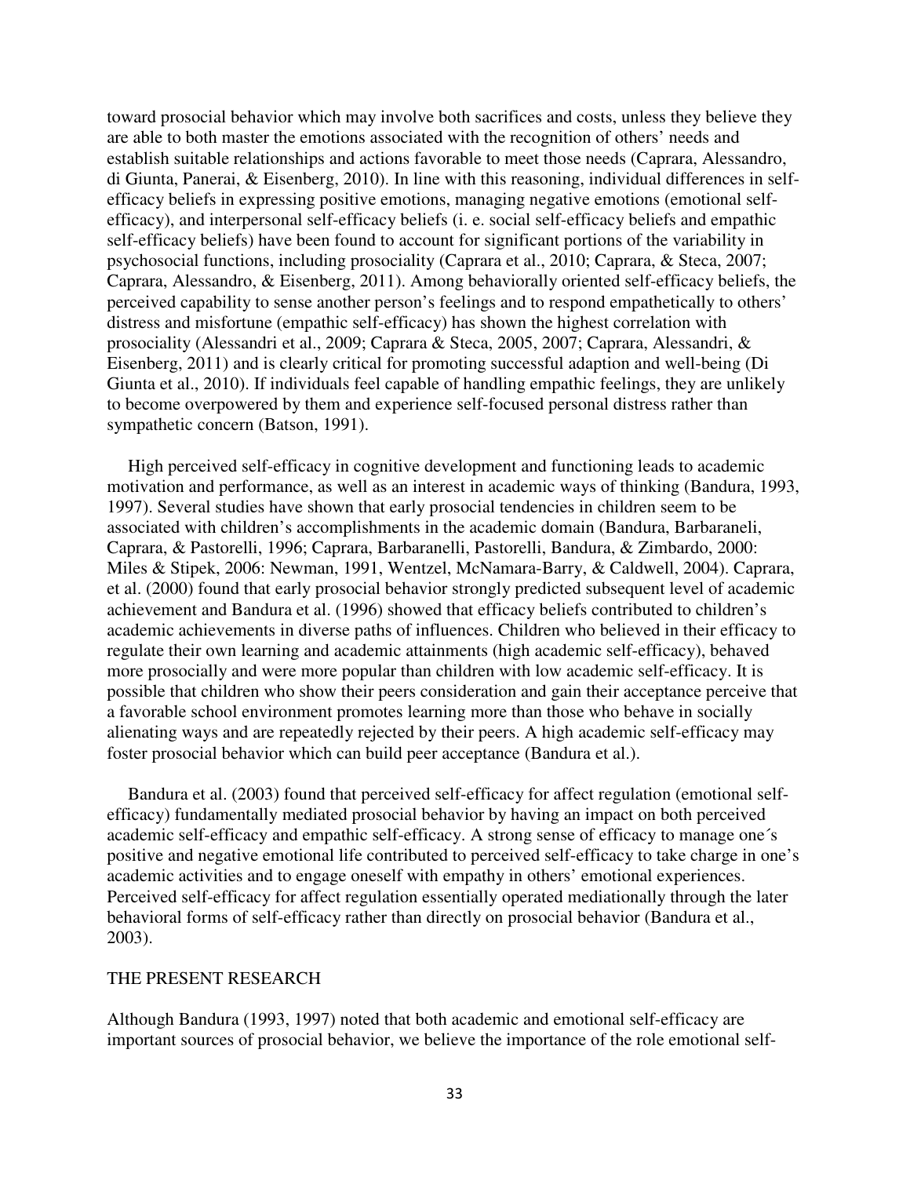toward prosocial behavior which may involve both sacrifices and costs, unless they believe they are able to both master the emotions associated with the recognition of others' needs and establish suitable relationships and actions favorable to meet those needs (Caprara, Alessandro, di Giunta, Panerai, & Eisenberg, 2010). In line with this reasoning, individual differences in self-efficacy beliefs in expressing positive emotions, managing negative emotions (emotional self-efficacy), and interpersonal self-efficacy beliefs (i. e. social self-efficacy beliefs and empathic self-efficacy beliefs) have been found to account for significant portions of the variability in psychosocial functions, including prosociality (Caprara et al., 2010; Caprara, & Steca, 2007; Caprara, Alessandro, & Eisenberg, 2011). Among behaviorally oriented self-efficacy beliefs, the perceived capability to sense another person's feelings and to respond empathetically to others' distress and misfortune (empathic self-efficacy) has shown the highest correlation with prosociality (Alessandri et al., 2009; Caprara & Steca, 2005, 2007; Caprara, Alessandri, & Eisenberg, 2011) and is clearly critical for promoting successful adaption and well-being (Di Giunta et al., 2010). If individuals feel capable of handling empathic feelings, they are unlikely to become overpowered by them and experience self-focused personal distress rather than sympathetic concern (Batson, 1991).

High perceived self-efficacy in cognitive development and functioning leads to academic motivation and performance, as well as an interest in academic ways of thinking (Bandura, 1993, 1997). Several studies have shown that early prosocial tendencies in children seem to be associated with children's accomplishments in the academic domain (Bandura, Barbaraneli, Caprara, & Pastorelli, 1996; Caprara, Barbaranelli, Pastorelli, Bandura, & Zimbardo, 2000: Miles & Stipek, 2006: Newman, 1991, Wentzel, McNamara-Barry, & Caldwell, 2004). Caprara, et al. (2000) found that early prosocial behavior strongly predicted subsequent level of academic achievement and Bandura et al. (1996) showed that efficacy beliefs contributed to children's academic achievements in diverse paths of influences. Children who believed in their efficacy to regulate their own learning and academic attainments (high academic self-efficacy), behaved more prosocially and were more popular than children with low academic self-efficacy. It is possible that children who show their peers consideration and gain their acceptance perceive that a favorable school environment promotes learning more than those who behave in socially alienating ways and are repeatedly rejected by their peers. A high academic self-efficacy may foster prosocial behavior which can build peer acceptance (Bandura et al.).

Bandura et al. (2003) found that perceived self-efficacy for affect regulation (emotional self-efficacy) fundamentally mediated prosocial behavior by having an impact on both perceived academic self-efficacy and empathic self-efficacy. A strong sense of efficacy to manage one´s positive and negative emotional life contributed to perceived self-efficacy to take charge in one's academic activities and to engage oneself with empathy in others' emotional experiences. Perceived self-efficacy for affect regulation essentially operated mediationally through the later behavioral forms of self-efficacy rather than directly on prosocial behavior (Bandura et al., 2003).

## THE PRESENT RESEARCH

Although Bandura (1993, 1997) noted that both academic and emotional self-efficacy are important sources of prosocial behavior, we believe the importance of the role emotional self-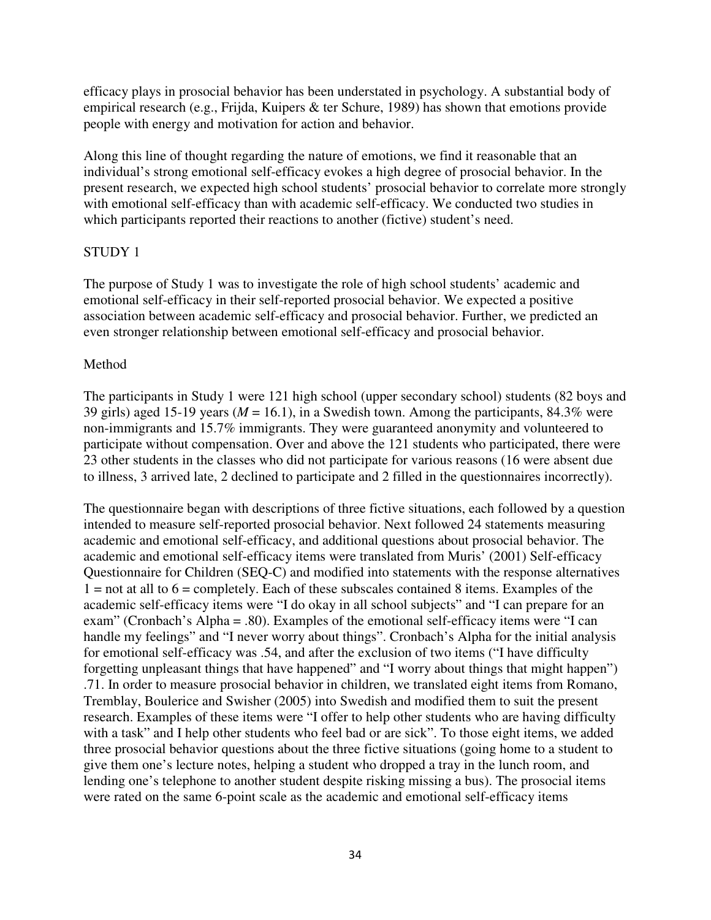efficacy plays in prosocial behavior has been understated in psychology. A substantial body of empirical research (e.g., Frijda, Kuipers & ter Schure, 1989) has shown that emotions provide people with energy and motivation for action and behavior.

Along this line of thought regarding the nature of emotions, we find it reasonable that an individual's strong emotional self-efficacy evokes a high degree of prosocial behavior. In the present research, we expected high school students' prosocial behavior to correlate more strongly with emotional self-efficacy than with academic self-efficacy. We conducted two studies in which participants reported their reactions to another (fictive) student's need.

## STUDY 1

The purpose of Study 1 was to investigate the role of high school students' academic and emotional self-efficacy in their self-reported prosocial behavior. We expected a positive association between academic self-efficacy and prosocial behavior. Further, we predicted an even stronger relationship between emotional self-efficacy and prosocial behavior.

### Method

The participants in Study 1 were 121 high school (upper secondary school) students (82 boys and 39 girls) aged 15-19 years ($M = 16.1$), in a Swedish town. Among the participants, 84.3% were non-immigrants and 15.7% immigrants. They were guaranteed anonymity and volunteered to participate without compensation. Over and above the 121 students who participated, there were 23 other students in the classes who did not participate for various reasons (16 were absent due to illness, 3 arrived late, 2 declined to participate and 2 filled in the questionnaires incorrectly).

The questionnaire began with descriptions of three fictive situations, each followed by a question intended to measure self-reported prosocial behavior. Next followed 24 statements measuring academic and emotional self-efficacy, and additional questions about prosocial behavior. The academic and emotional self-efficacy items were translated from Muris' (2001) Self-efficacy Questionnaire for Children (SEQ-C) and modified into statements with the response alternatives 1 = not at all to 6 = completely. Each of these subscales contained 8 items. Examples of the academic self-efficacy items were "I do okay in all school subjects" and "I can prepare for an exam" (Cronbach's Alpha = .80). Examples of the emotional self-efficacy items were "I can handle my feelings" and "I never worry about things". Cronbach's Alpha for the initial analysis for emotional self-efficacy was .54, and after the exclusion of two items ("I have difficulty forgetting unpleasant things that have happened" and "I worry about things that might happen") .71. In order to measure prosocial behavior in children, we translated eight items from Romano, Tremblay, Boulerice and Swisher (2005) into Swedish and modified them to suit the present research. Examples of these items were "I offer to help other students who are having difficulty with a task" and I help other students who feel bad or are sick". To those eight items, we added three prosocial behavior questions about the three fictive situations (going home to a student to give them one's lecture notes, helping a student who dropped a tray in the lunch room, and lending one's telephone to another student despite risking missing a bus). The prosocial items were rated on the same 6-point scale as the academic and emotional self-efficacy items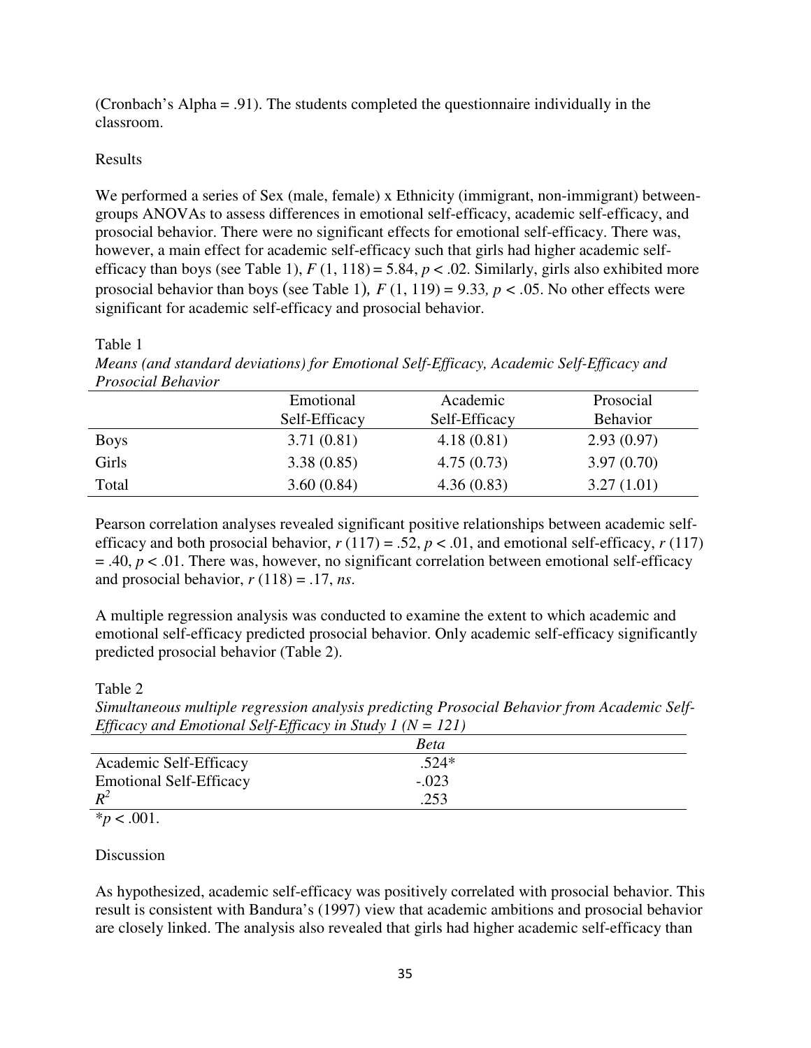(Cronbach's Alpha = .91). The students completed the questionnaire individually in the classroom.

## Results

We performed a series of Sex (male, female) x Ethnicity (immigrant, non-immigrant) between-groups ANOVAs to assess differences in emotional self-efficacy, academic self-efficacy, and prosocial behavior. There were no significant effects for emotional self-efficacy. There was, however, a main effect for academic self-efficacy such that girls had higher academic self-efficacy than boys (see Table 1), $F$ (1, 118) = 5.84, $p < .02$. Similarly, girls also exhibited more prosocial behavior than boys (see Table 1), $F$ (1, 119) = 9.33, $p < .05$. No other effects were significant for academic self-efficacy and prosocial behavior.

Table 1

*Means (and standard deviations) for Emotional Self-Efficacy, Academic Self-Efficacy and Prosocial Behavior*

| | Emotional Self-Efficacy | Academic Self-Efficacy | Prosocial Behavior |
|---|---|---|---|
| Boys | 3.71 (0.81) | 4.18 (0.81) | 2.93 (0.97) |
| Girls | 3.38 (0.85) | 4.75 (0.73) | 3.97 (0.70) |
| Total | 3.60 (0.84) | 4.36 (0.83) | 3.27 (1.01) |

Pearson correlation analyses revealed significant positive relationships between academic self-efficacy and both prosocial behavior, $r$ (117) = .52, $p < .01$, and emotional self-efficacy, $r$ (117) = .40, $p < .01$. There was, however, no significant correlation between emotional self-efficacy and prosocial behavior, $r$ (118) = .17, *ns*.

A multiple regression analysis was conducted to examine the extent to which academic and emotional self-efficacy predicted prosocial behavior. Only academic self-efficacy significantly predicted prosocial behavior (Table 2).

Table 2

*Simultaneous multiple regression analysis predicting Prosocial Behavior from Academic Self-Efficacy and Emotional Self-Efficacy in Study 1 (N = 121)*

| | *Beta* |
|---|---|
| Academic Self-Efficacy | .524* |
| Emotional Self-Efficacy | -.023 |
| $R^2$ | .253 |

*$p < .001$.

## Discussion

As hypothesized, academic self-efficacy was positively correlated with prosocial behavior. This result is consistent with Bandura's (1997) view that academic ambitions and prosocial behavior are closely linked. The analysis also revealed that girls had higher academic self-efficacy than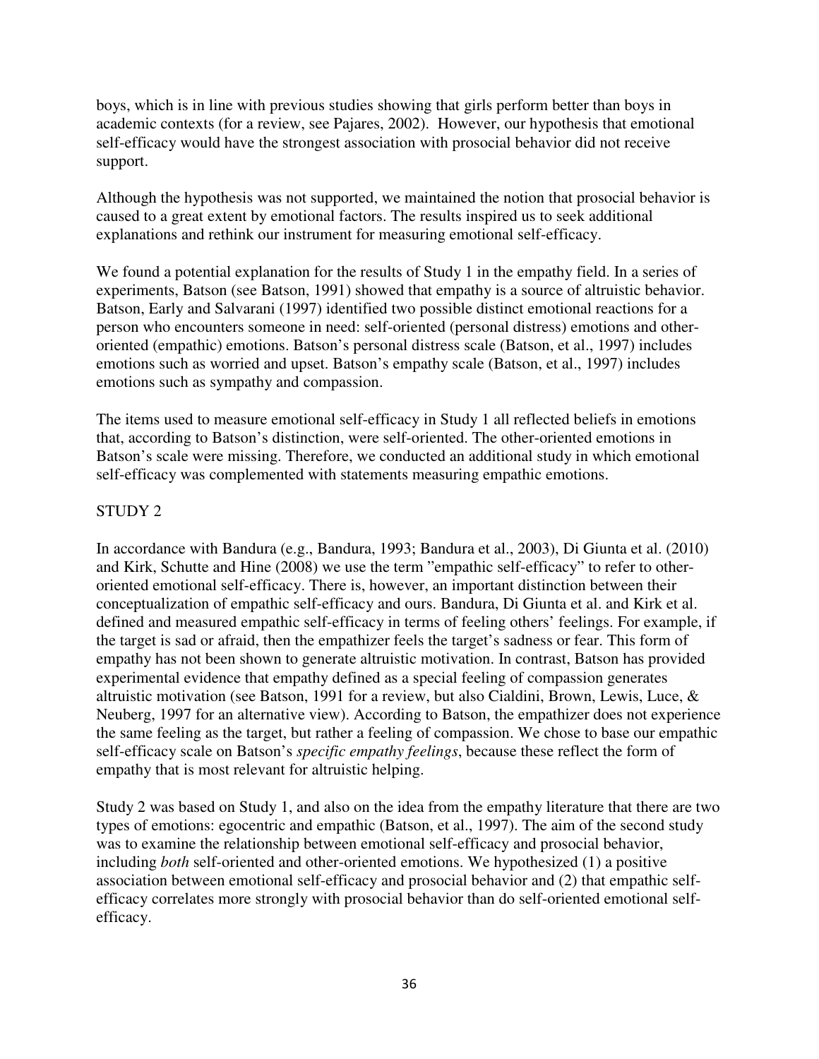boys, which is in line with previous studies showing that girls perform better than boys in academic contexts (for a review, see Pajares, 2002). However, our hypothesis that emotional self-efficacy would have the strongest association with prosocial behavior did not receive support.

Although the hypothesis was not supported, we maintained the notion that prosocial behavior is caused to a great extent by emotional factors. The results inspired us to seek additional explanations and rethink our instrument for measuring emotional self-efficacy.

We found a potential explanation for the results of Study 1 in the empathy field. In a series of experiments, Batson (see Batson, 1991) showed that empathy is a source of altruistic behavior. Batson, Early and Salvarani (1997) identified two possible distinct emotional reactions for a person who encounters someone in need: self-oriented (personal distress) emotions and other-oriented (empathic) emotions. Batson's personal distress scale (Batson, et al., 1997) includes emotions such as worried and upset. Batson's empathy scale (Batson, et al., 1997) includes emotions such as sympathy and compassion.

The items used to measure emotional self-efficacy in Study 1 all reflected beliefs in emotions that, according to Batson's distinction, were self-oriented. The other-oriented emotions in Batson's scale were missing. Therefore, we conducted an additional study in which emotional self-efficacy was complemented with statements measuring empathic emotions.

## STUDY 2

In accordance with Bandura (e.g., Bandura, 1993; Bandura et al., 2003), Di Giunta et al. (2010) and Kirk, Schutte and Hine (2008) we use the term "empathic self-efficacy" to refer to other-oriented emotional self-efficacy. There is, however, an important distinction between their conceptualization of empathic self-efficacy and ours. Bandura, Di Giunta et al. and Kirk et al. defined and measured empathic self-efficacy in terms of feeling others' feelings. For example, if the target is sad or afraid, then the empathizer feels the target's sadness or fear. This form of empathy has not been shown to generate altruistic motivation. In contrast, Batson has provided experimental evidence that empathy defined as a special feeling of compassion generates altruistic motivation (see Batson, 1991 for a review, but also Cialdini, Brown, Lewis, Luce, & Neuberg, 1997 for an alternative view). According to Batson, the empathizer does not experience the same feeling as the target, but rather a feeling of compassion. We chose to base our empathic self-efficacy scale on Batson's *specific empathy feelings*, because these reflect the form of empathy that is most relevant for altruistic helping.

Study 2 was based on Study 1, and also on the idea from the empathy literature that there are two types of emotions: egocentric and empathic (Batson, et al., 1997). The aim of the second study was to examine the relationship between emotional self-efficacy and prosocial behavior, including *both* self-oriented and other-oriented emotions. We hypothesized (1) a positive association between emotional self-efficacy and prosocial behavior and (2) that empathic self-efficacy correlates more strongly with prosocial behavior than do self-oriented emotional self-efficacy.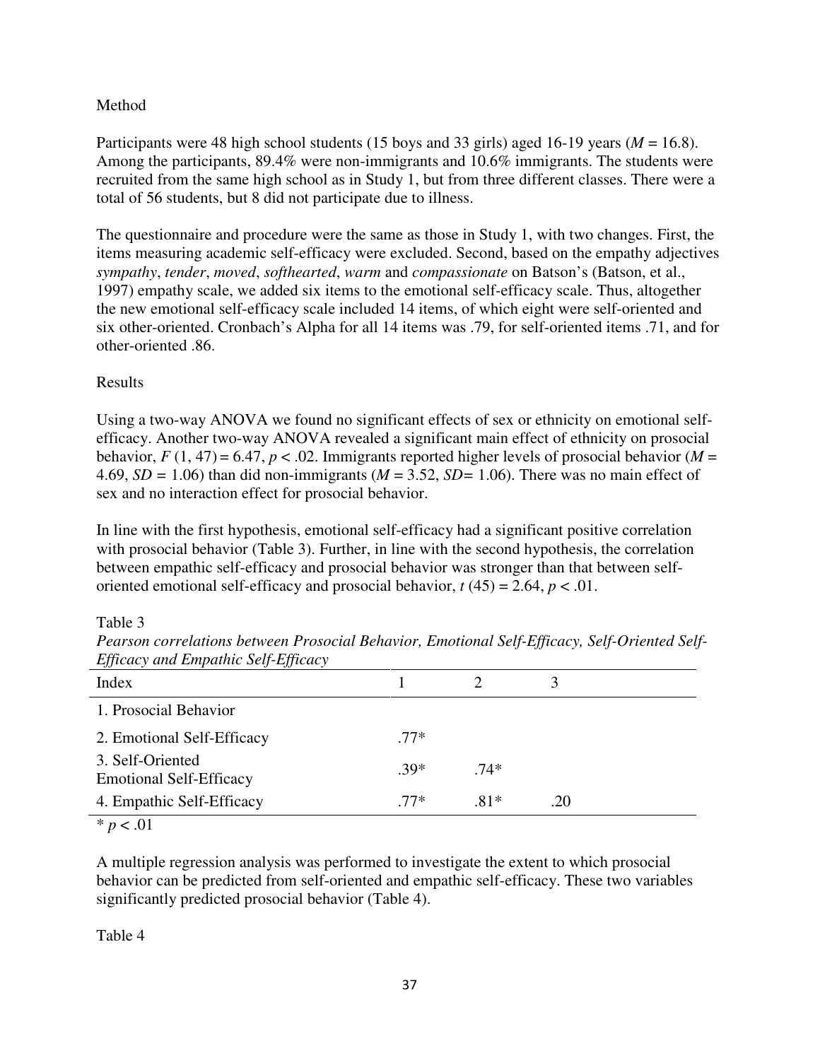Method

Participants were 48 high school students (15 boys and 33 girls) aged 16-19 years ($M$ = 16.8). Among the participants, 89.4% were non-immigrants and 10.6% immigrants. The students were recruited from the same high school as in Study 1, but from three different classes. There were a total of 56 students, but 8 did not participate due to illness.

The questionnaire and procedure were the same as those in Study 1, with two changes. First, the items measuring academic self-efficacy were excluded. Second, based on the empathy adjectives *sympathy*, *tender*, *moved*, *softhearted*, *warm* and *compassionate* on Batson's (Batson, et al., 1997) empathy scale, we added six items to the emotional self-efficacy scale. Thus, altogether the new emotional self-efficacy scale included 14 items, of which eight were self-oriented and six other-oriented. Cronbach's Alpha for all 14 items was .79, for self-oriented items .71, and for other-oriented .86.

Results

Using a two-way ANOVA we found no significant effects of sex or ethnicity on emotional self-efficacy. Another two-way ANOVA revealed a significant main effect of ethnicity on prosocial behavior, $F$ (1, 47) = 6.47, $p < .02$. Immigrants reported higher levels of prosocial behavior ($M$ = 4.69, $SD$ = 1.06) than did non-immigrants ($M$ = 3.52, $SD$= 1.06). There was no main effect of sex and no interaction effect for prosocial behavior.

In line with the first hypothesis, emotional self-efficacy had a significant positive correlation with prosocial behavior (Table 3). Further, in line with the second hypothesis, the correlation between empathic self-efficacy and prosocial behavior was stronger than that between self-oriented emotional self-efficacy and prosocial behavior, $t$ (45) = 2.64, $p < .01$.

Table 3

*Pearson correlations between Prosocial Behavior, Emotional Self-Efficacy, Self-Oriented Self-Efficacy and Empathic Self-Efficacy*

| Index | 1 | 2 | 3 |
|---|---|---|---|
| 1. Prosocial Behavior | | | |
| 2. Emotional Self-Efficacy | .77* | | |
| 3. Self-Oriented Emotional Self-Efficacy | .39* | .74* | |
| 4. Empathic Self-Efficacy | .77* | .81* | .20 |

* $p < .01$

A multiple regression analysis was performed to investigate the extent to which prosocial behavior can be predicted from self-oriented and empathic self-efficacy. These two variables significantly predicted prosocial behavior (Table 4).

Table 4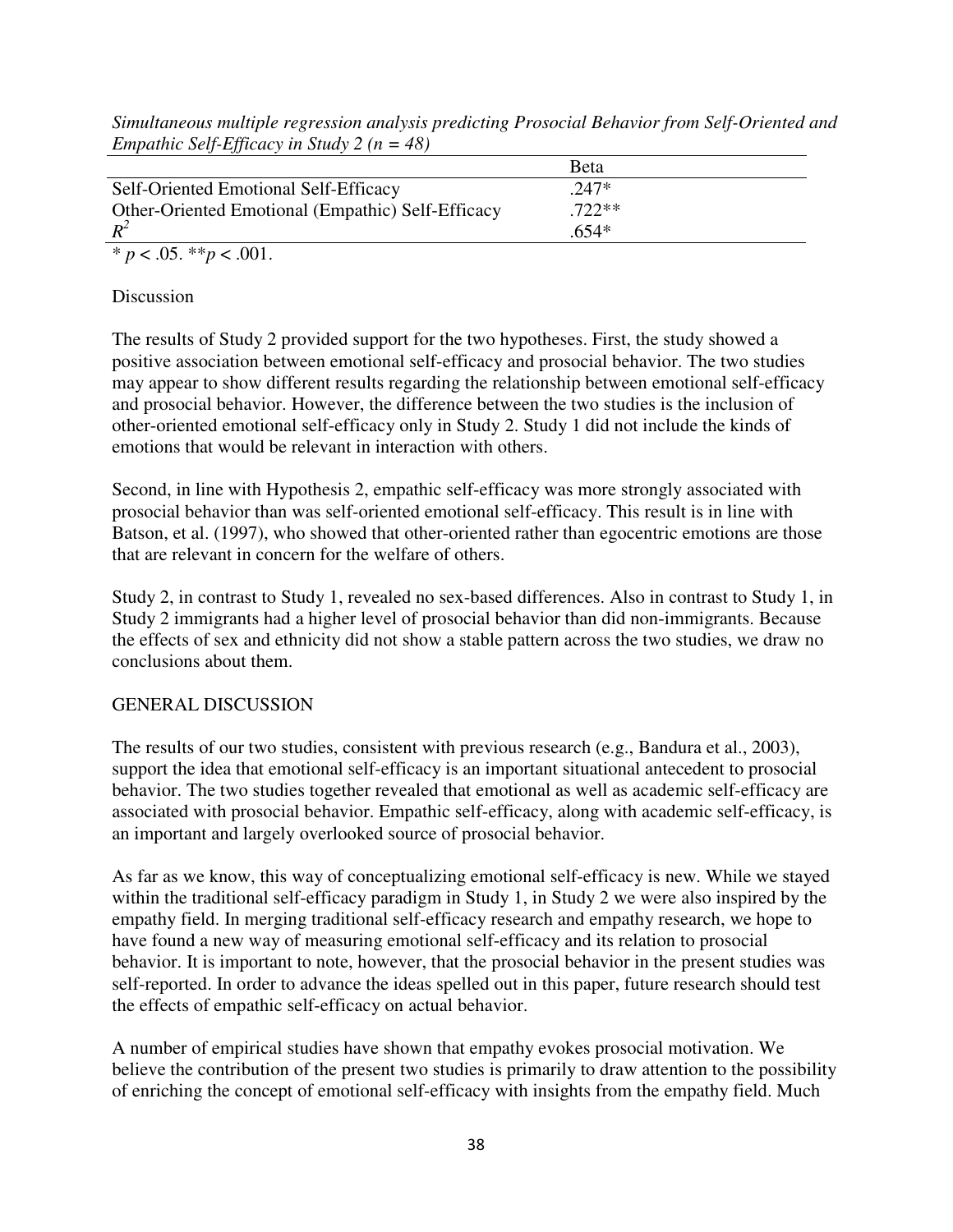*Simultaneous multiple regression analysis predicting Prosocial Behavior from Self-Oriented and Empathic Self-Efficacy in Study 2 (n = 48)*

| | Beta |
|---|---|
| Self-Oriented Emotional Self-Efficacy | .247* |
| Other-Oriented Emotional (Empathic) Self-Efficacy | .722** |
| $R^2$ | .654* |

* $p < .05$. ** $p < .001$.

## Discussion

The results of Study 2 provided support for the two hypotheses. First, the study showed a positive association between emotional self-efficacy and prosocial behavior. The two studies may appear to show different results regarding the relationship between emotional self-efficacy and prosocial behavior. However, the difference between the two studies is the inclusion of other-oriented emotional self-efficacy only in Study 2. Study 1 did not include the kinds of emotions that would be relevant in interaction with others.

Second, in line with Hypothesis 2, empathic self-efficacy was more strongly associated with prosocial behavior than was self-oriented emotional self-efficacy. This result is in line with Batson, et al. (1997), who showed that other-oriented rather than egocentric emotions are those that are relevant in concern for the welfare of others.

Study 2, in contrast to Study 1, revealed no sex-based differences. Also in contrast to Study 1, in Study 2 immigrants had a higher level of prosocial behavior than did non-immigrants. Because the effects of sex and ethnicity did not show a stable pattern across the two studies, we draw no conclusions about them.

## GENERAL DISCUSSION

The results of our two studies, consistent with previous research (e.g., Bandura et al., 2003), support the idea that emotional self-efficacy is an important situational antecedent to prosocial behavior. The two studies together revealed that emotional as well as academic self-efficacy are associated with prosocial behavior. Empathic self-efficacy, along with academic self-efficacy, is an important and largely overlooked source of prosocial behavior.

As far as we know, this way of conceptualizing emotional self-efficacy is new. While we stayed within the traditional self-efficacy paradigm in Study 1, in Study 2 we were also inspired by the empathy field. In merging traditional self-efficacy research and empathy research, we hope to have found a new way of measuring emotional self-efficacy and its relation to prosocial behavior. It is important to note, however, that the prosocial behavior in the present studies was self-reported. In order to advance the ideas spelled out in this paper, future research should test the effects of empathic self-efficacy on actual behavior.

A number of empirical studies have shown that empathy evokes prosocial motivation. We believe the contribution of the present two studies is primarily to draw attention to the possibility of enriching the concept of emotional self-efficacy with insights from the empathy field. Much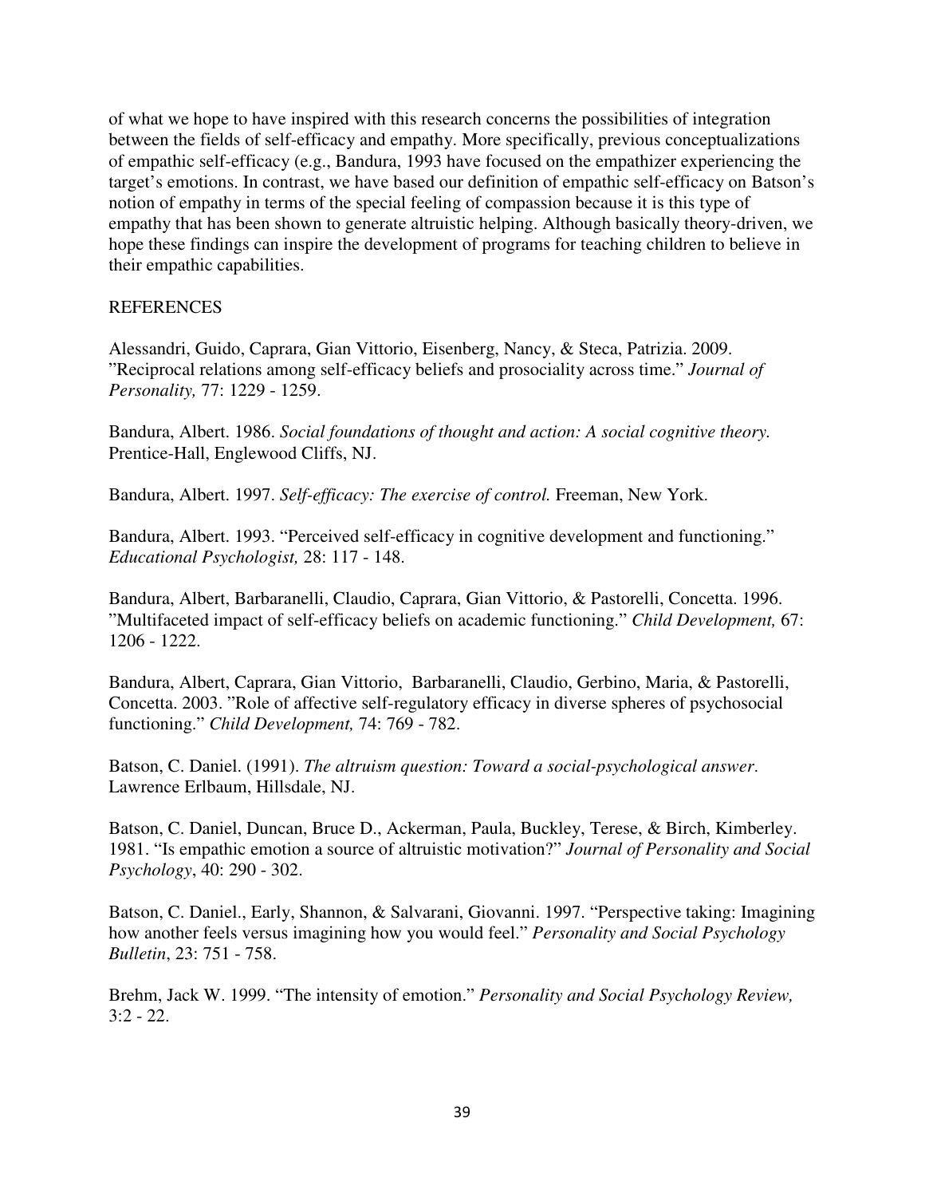of what we hope to have inspired with this research concerns the possibilities of integration between the fields of self-efficacy and empathy. More specifically, previous conceptualizations of empathic self-efficacy (e.g., Bandura, 1993 have focused on the empathizer experiencing the target's emotions. In contrast, we have based our definition of empathic self-efficacy on Batson's notion of empathy in terms of the special feeling of compassion because it is this type of empathy that has been shown to generate altruistic helping. Although basically theory-driven, we hope these findings can inspire the development of programs for teaching children to believe in their empathic capabilities.

## REFERENCES

Alessandri, Guido, Caprara, Gian Vittorio, Eisenberg, Nancy, & Steca, Patrizia. 2009. "Reciprocal relations among self-efficacy beliefs and prosociality across time." *Journal of Personality,* 77: 1229 - 1259.

Bandura, Albert. 1986. *Social foundations of thought and action: A social cognitive theory.* Prentice-Hall, Englewood Cliffs, NJ.

Bandura, Albert. 1997. *Self-efficacy: The exercise of control.* Freeman, New York.

Bandura, Albert. 1993. "Perceived self-efficacy in cognitive development and functioning." *Educational Psychologist,* 28: 117 - 148.

Bandura, Albert, Barbaranelli, Claudio, Caprara, Gian Vittorio, & Pastorelli, Concetta. 1996. "Multifaceted impact of self-efficacy beliefs on academic functioning." *Child Development,* 67: 1206 - 1222.

Bandura, Albert, Caprara, Gian Vittorio, Barbaranelli, Claudio, Gerbino, Maria, & Pastorelli, Concetta. 2003. "Role of affective self-regulatory efficacy in diverse spheres of psychosocial functioning." *Child Development,* 74: 769 - 782.

Batson, C. Daniel. (1991). *The altruism question: Toward a social-psychological answer.* Lawrence Erlbaum, Hillsdale, NJ.

Batson, C. Daniel, Duncan, Bruce D., Ackerman, Paula, Buckley, Terese, & Birch, Kimberley. 1981. "Is empathic emotion a source of altruistic motivation?" *Journal of Personality and Social Psychology*, 40: 290 - 302.

Batson, C. Daniel., Early, Shannon, & Salvarani, Giovanni. 1997. "Perspective taking: Imagining how another feels versus imagining how you would feel." *Personality and Social Psychology Bulletin*, 23: 751 - 758.

Brehm, Jack W. 1999. "The intensity of emotion." *Personality and Social Psychology Review,* 3:2 - 22.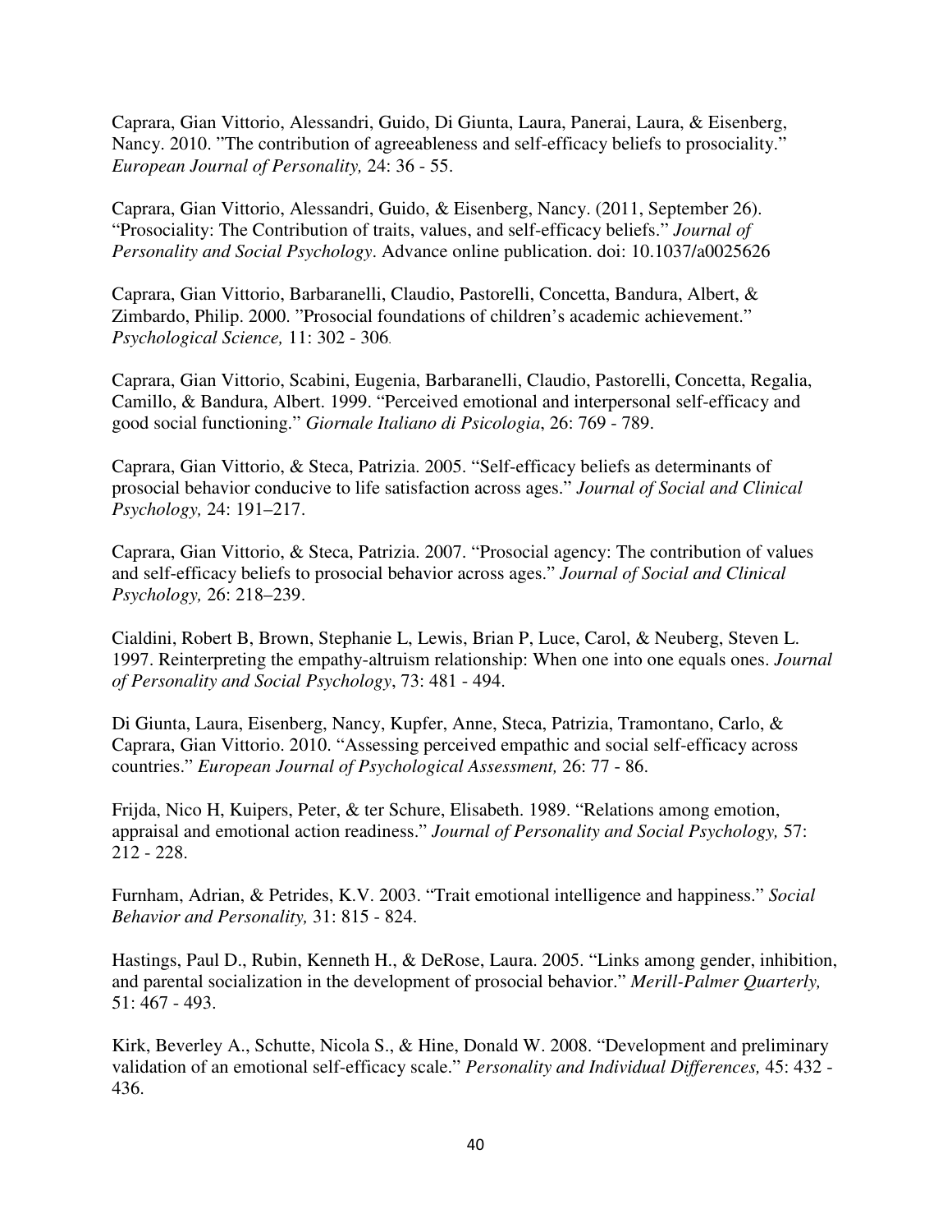Caprara, Gian Vittorio, Alessandri, Guido, Di Giunta, Laura, Panerai, Laura, & Eisenberg, Nancy. 2010. ”The contribution of agreeableness and self-efficacy beliefs to prosociality.” *European Journal of Personality,* 24: 36 - 55.

Caprara, Gian Vittorio, Alessandri, Guido, & Eisenberg, Nancy. (2011, September 26). “Prosociality: The Contribution of traits, values, and self-efficacy beliefs.” *Journal of Personality and Social Psychology*. Advance online publication. doi: 10.1037/a0025626

Caprara, Gian Vittorio, Barbaranelli, Claudio, Pastorelli, Concetta, Bandura, Albert, & Zimbardo, Philip. 2000. ”Prosocial foundations of children’s academic achievement.” *Psychological Science,* 11: 302 - 306.

Caprara, Gian Vittorio, Scabini, Eugenia, Barbaranelli, Claudio, Pastorelli, Concetta, Regalia, Camillo, & Bandura, Albert. 1999. “Perceived emotional and interpersonal self-efficacy and good social functioning.” *Giornale Italiano di Psicologia*, 26: 769 - 789.

Caprara, Gian Vittorio, & Steca, Patrizia. 2005. “Self-efficacy beliefs as determinants of prosocial behavior conducive to life satisfaction across ages.” *Journal of Social and Clinical Psychology,* 24: 191–217.

Caprara, Gian Vittorio, & Steca, Patrizia. 2007. “Prosocial agency: The contribution of values and self-efficacy beliefs to prosocial behavior across ages.” *Journal of Social and Clinical Psychology,* 26: 218–239.

Cialdini, Robert B, Brown, Stephanie L, Lewis, Brian P, Luce, Carol, & Neuberg, Steven L. 1997. Reinterpreting the empathy-altruism relationship: When one into one equals ones. *Journal of Personality and Social Psychology*, 73: 481 - 494.

Di Giunta, Laura, Eisenberg, Nancy, Kupfer, Anne, Steca, Patrizia, Tramontano, Carlo, & Caprara, Gian Vittorio. 2010. “Assessing perceived empathic and social self-efficacy across countries.” *European Journal of Psychological Assessment,* 26: 77 - 86.

Frijda, Nico H, Kuipers, Peter, & ter Schure, Elisabeth. 1989. “Relations among emotion, appraisal and emotional action readiness.” *Journal of Personality and Social Psychology,* 57: 212 - 228.

Furnham, Adrian, & Petrides, K.V. 2003. “Trait emotional intelligence and happiness.” *Social Behavior and Personality,* 31: 815 - 824.

Hastings, Paul D., Rubin, Kenneth H., & DeRose, Laura. 2005. “Links among gender, inhibition, and parental socialization in the development of prosocial behavior.” *Merill-Palmer Quarterly,* 51: 467 - 493.

Kirk, Beverley A., Schutte, Nicola S., & Hine, Donald W. 2008. “Development and preliminary validation of an emotional self-efficacy scale.” *Personality and Individual Differences,* 45: 432 - 436.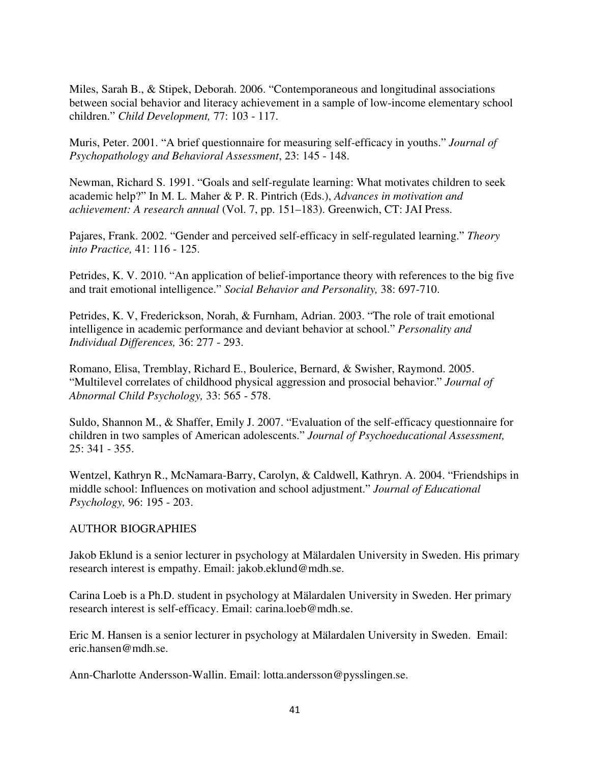Miles, Sarah B., & Stipek, Deborah. 2006. “Contemporaneous and longitudinal associations between social behavior and literacy achievement in a sample of low-income elementary school children.” *Child Development,* 77: 103 - 117.

Muris, Peter. 2001. “A brief questionnaire for measuring self-efficacy in youths.” *Journal of Psychopathology and Behavioral Assessment*, 23: 145 - 148.

Newman, Richard S. 1991. “Goals and self-regulate learning: What motivates children to seek academic help?” In M. L. Maher & P. R. Pintrich (Eds.), *Advances in motivation and achievement: A research annual* (Vol. 7, pp. 151–183). Greenwich, CT: JAI Press.

Pajares, Frank. 2002. “Gender and perceived self-efficacy in self-regulated learning.” *Theory into Practice,* 41: 116 - 125.

Petrides, K. V. 2010. “An application of belief-importance theory with references to the big five and trait emotional intelligence.” *Social Behavior and Personality,* 38: 697-710.

Petrides, K. V, Frederickson, Norah, & Furnham, Adrian. 2003. “The role of trait emotional intelligence in academic performance and deviant behavior at school.” *Personality and Individual Differences,* 36: 277 - 293.

Romano, Elisa, Tremblay, Richard E., Boulerice, Bernard, & Swisher, Raymond. 2005. “Multilevel correlates of childhood physical aggression and prosocial behavior.” *Journal of Abnormal Child Psychology,* 33: 565 - 578.

Suldo, Shannon M., & Shaffer, Emily J. 2007. “Evaluation of the self-efficacy questionnaire for children in two samples of American adolescents.” *Journal of Psychoeducational Assessment,* 25: 341 - 355.

Wentzel, Kathryn R., McNamara-Barry, Carolyn, & Caldwell, Kathryn. A. 2004. “Friendships in middle school: Influences on motivation and school adjustment.” *Journal of Educational Psychology,* 96: 195 - 203.

## AUTHOR BIOGRAPHIES

Jakob Eklund is a senior lecturer in psychology at Mälardalen University in Sweden. His primary research interest is empathy. Email: jakob.eklund@mdh.se.

Carina Loeb is a Ph.D. student in psychology at Mälardalen University in Sweden. Her primary research interest is self-efficacy. Email: carina.loeb@mdh.se.

Eric M. Hansen is a senior lecturer in psychology at Mälardalen University in Sweden. Email: eric.hansen@mdh.se.

Ann-Charlotte Andersson-Wallin. Email: lotta.andersson@pysslingen.se.